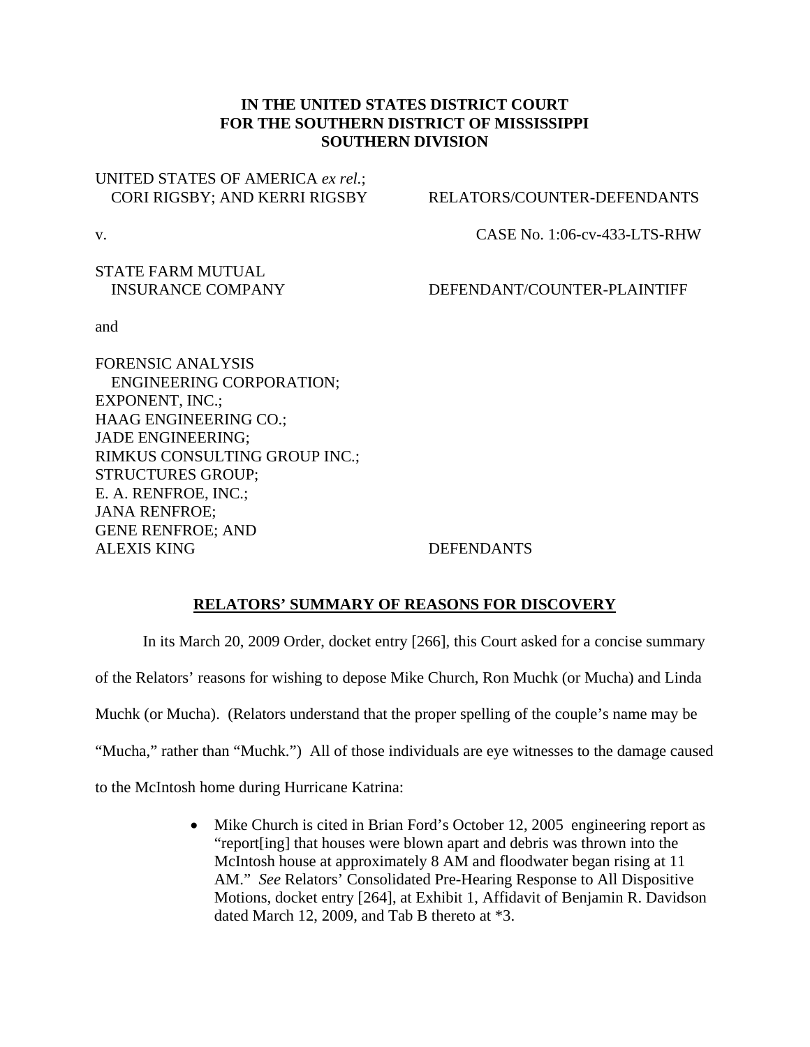**IN THE UNITED STATES DISTRICT COURT**
**FOR THE SOUTHERN DISTRICT OF MISSISSIPPI**
**SOUTHERN DIVISION**

UNITED STATES OF AMERICA *ex rel.*;
CORI RIGSBY; AND KERRI RIGSBY — RELATORS/COUNTER-DEFENDANTS

v. — CASE No. 1:06-cv-433-LTS-RHW

STATE FARM MUTUAL
INSURANCE COMPANY — DEFENDANT/COUNTER-PLAINTIFF

and

FORENSIC ANALYSIS
ENGINEERING CORPORATION;
EXPONENT, INC.;
HAAG ENGINEERING CO.;
JADE ENGINEERING;
RIMKUS CONSULTING GROUP INC.;
STRUCTURES GROUP;
E. A. RENFROE, INC.;
JANA RENFROE;
GENE RENFROE; AND
ALEXIS KING — DEFENDANTS

**RELATORS' SUMMARY OF REASONS FOR DISCOVERY**

In its March 20, 2009 Order, docket entry [266], this Court asked for a concise summary of the Relators' reasons for wishing to depose Mike Church, Ron Muchk (or Mucha) and Linda Muchk (or Mucha). (Relators understand that the proper spelling of the couple's name may be "Mucha," rather than "Muchk.") All of those individuals are eye witnesses to the damage caused to the McIntosh home during Hurricane Katrina:

- Mike Church is cited in Brian Ford's October 12, 2005 engineering report as "report[ing] that houses were blown apart and debris was thrown into the McIntosh house at approximately 8 AM and floodwater began rising at 11 AM." *See* Relators' Consolidated Pre-Hearing Response to All Dispositive Motions, docket entry [264], at Exhibit 1, Affidavit of Benjamin R. Davidson dated March 12, 2009, and Tab B thereto at *3.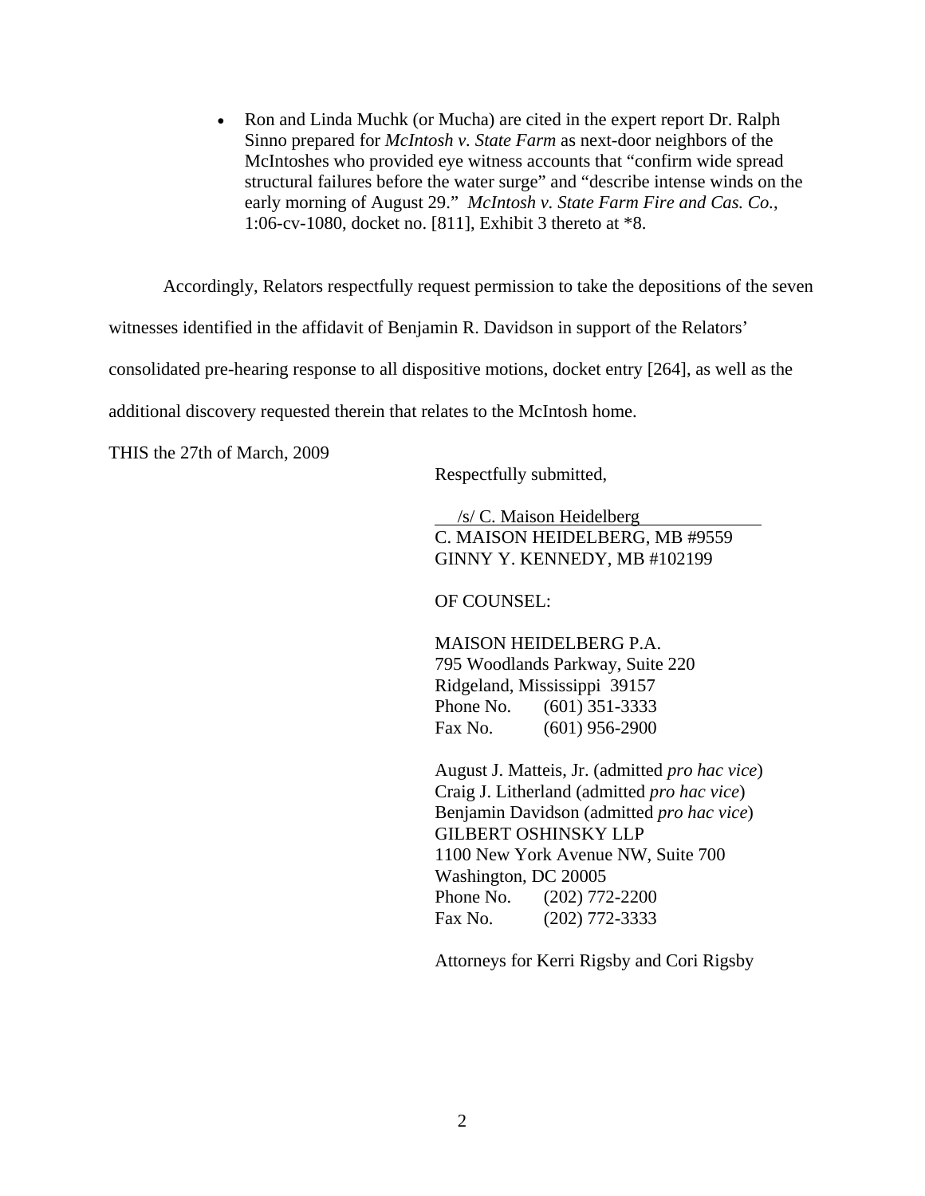- Ron and Linda Muchk (or Mucha) are cited in the expert report Dr. Ralph Sinno prepared for *McIntosh v. State Farm* as next-door neighbors of the McIntoshes who provided eye witness accounts that "confirm wide spread structural failures before the water surge" and "describe intense winds on the early morning of August 29." *McIntosh v. State Farm Fire and Cas. Co.*, 1:06-cv-1080, docket no. [811], Exhibit 3 thereto at *8.

Accordingly, Relators respectfully request permission to take the depositions of the seven witnesses identified in the affidavit of Benjamin R. Davidson in support of the Relators' consolidated pre-hearing response to all dispositive motions, docket entry [264], as well as the additional discovery requested therein that relates to the McIntosh home.

THIS the 27th of March, 2009

Respectfully submitted,

/s/ C. Maison Heidelberg
C. MAISON HEIDELBERG, MB #9559
GINNY Y. KENNEDY, MB #102199

OF COUNSEL:

MAISON HEIDELBERG P.A.
795 Woodlands Parkway, Suite 220
Ridgeland, Mississippi 39157
Phone No. (601) 351-3333
Fax No. (601) 956-2900

August J. Matteis, Jr. (admitted *pro hac vice*)
Craig J. Litherland (admitted *pro hac vice*)
Benjamin Davidson (admitted *pro hac vice*)
GILBERT OSHINSKY LLP
1100 New York Avenue NW, Suite 700
Washington, DC 20005
Phone No. (202) 772-2200
Fax No. (202) 772-3333

Attorneys for Kerri Rigsby and Cori Rigsby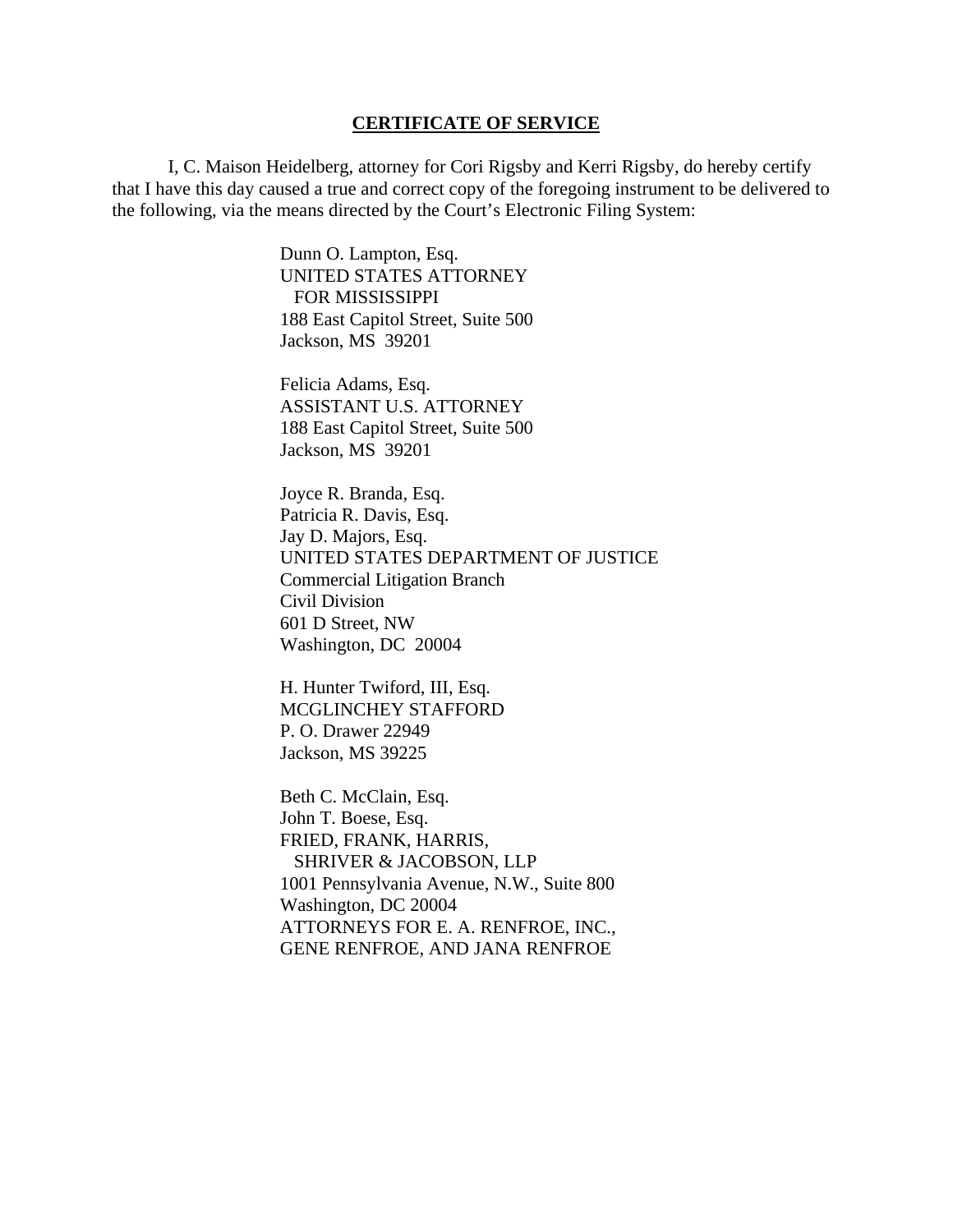**CERTIFICATE OF SERVICE**

I, C. Maison Heidelberg, attorney for Cori Rigsby and Kerri Rigsby, do hereby certify that I have this day caused a true and correct copy of the foregoing instrument to be delivered to the following, via the means directed by the Court's Electronic Filing System:

Dunn O. Lampton, Esq.
UNITED STATES ATTORNEY
FOR MISSISSIPPI
188 East Capitol Street, Suite 500
Jackson, MS 39201

Felicia Adams, Esq.
ASSISTANT U.S. ATTORNEY
188 East Capitol Street, Suite 500
Jackson, MS 39201

Joyce R. Branda, Esq.
Patricia R. Davis, Esq.
Jay D. Majors, Esq.
UNITED STATES DEPARTMENT OF JUSTICE
Commercial Litigation Branch
Civil Division
601 D Street, NW
Washington, DC 20004

H. Hunter Twiford, III, Esq.
MCGLINCHEY STAFFORD
P. O. Drawer 22949
Jackson, MS 39225

Beth C. McClain, Esq.
John T. Boese, Esq.
FRIED, FRANK, HARRIS,
SHRIVER & JACOBSON, LLP
1001 Pennsylvania Avenue, N.W., Suite 800
Washington, DC 20004
ATTORNEYS FOR E. A. RENFROE, INC.,
GENE RENFROE, AND JANA RENFROE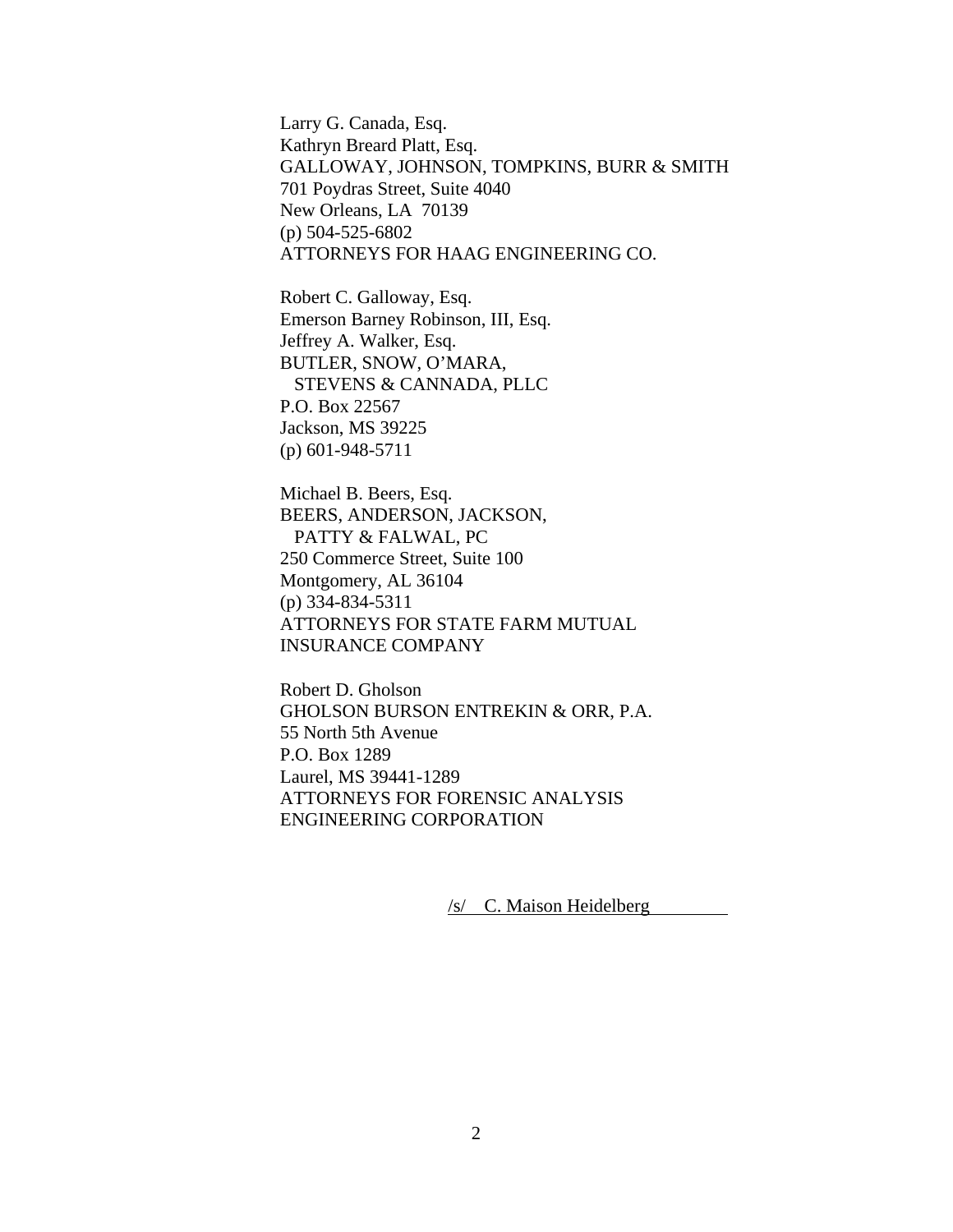Larry G. Canada, Esq.
Kathryn Breard Platt, Esq.
GALLOWAY, JOHNSON, TOMPKINS, BURR & SMITH
701 Poydras Street, Suite 4040
New Orleans, LA 70139
(p) 504-525-6802
ATTORNEYS FOR HAAG ENGINEERING CO.

Robert C. Galloway, Esq.
Emerson Barney Robinson, III, Esq.
Jeffrey A. Walker, Esq.
BUTLER, SNOW, O'MARA,
STEVENS & CANNADA, PLLC
P.O. Box 22567
Jackson, MS 39225
(p) 601-948-5711

Michael B. Beers, Esq.
BEERS, ANDERSON, JACKSON,
PATTY & FALWAL, PC
250 Commerce Street, Suite 100
Montgomery, AL 36104
(p) 334-834-5311
ATTORNEYS FOR STATE FARM MUTUAL
INSURANCE COMPANY

Robert D. Gholson
GHOLSON BURSON ENTREKIN & ORR, P.A.
55 North 5th Avenue
P.O. Box 1289
Laurel, MS 39441-1289
ATTORNEYS FOR FORENSIC ANALYSIS
ENGINEERING CORPORATION

/s/ C. Maison Heidelberg